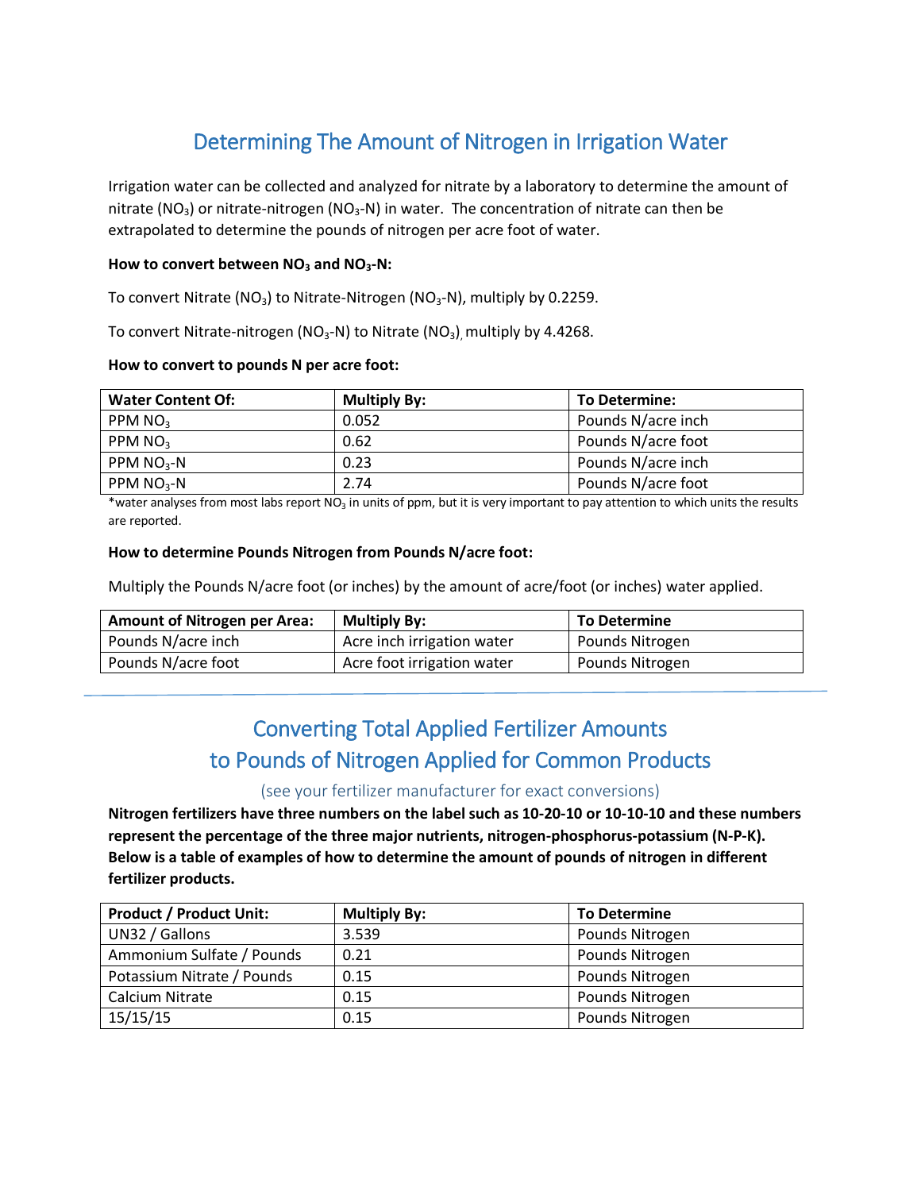## Determining The Amount of Nitrogen in Irrigation Water

Irrigation water can be collected and analyzed for nitrate by a laboratory to determine the amount of nitrate ($NO_3$) or nitrate-nitrogen ($NO_3$-N) in water. The concentration of nitrate can then be extrapolated to determine the pounds of nitrogen per acre foot of water.

**How to convert between $NO_3$ and $NO_3$-N:**

To convert Nitrate ($NO_3$) to Nitrate-Nitrogen ($NO_3$-N), multiply by 0.2259.

To convert Nitrate-nitrogen ($NO_3$-N) to Nitrate ($NO_3$), multiply by 4.4268.

**How to convert to pounds N per acre foot:**

| Water Content Of: | Multiply By: | To Determine: |
|---|---|---|
| PPM $NO_3$ | 0.052 | Pounds N/acre inch |
| PPM $NO_3$ | 0.62 | Pounds N/acre foot |
| PPM $NO_3$-N | 0.23 | Pounds N/acre inch |
| PPM $NO_3$-N | 2.74 | Pounds N/acre foot |

*water analyses from most labs report $NO_3$ in units of ppm, but it is very important to pay attention to which units the results are reported.

**How to determine Pounds Nitrogen from Pounds N/acre foot:**

Multiply the Pounds N/acre foot (or inches) by the amount of acre/foot (or inches) water applied.

| Amount of Nitrogen per Area: | Multiply By: | To Determine |
|---|---|---|
| Pounds N/acre inch | Acre inch irrigation water | Pounds Nitrogen |
| Pounds N/acre foot | Acre foot irrigation water | Pounds Nitrogen |

---

## Converting Total Applied Fertilizer Amounts to Pounds of Nitrogen Applied for Common Products

(see your fertilizer manufacturer for exact conversions)

**Nitrogen fertilizers have three numbers on the label such as 10-20-10 or 10-10-10 and these numbers represent the percentage of the three major nutrients, nitrogen-phosphorus-potassium (N-P-K). Below is a table of examples of how to determine the amount of pounds of nitrogen in different fertilizer products.**

| Product / Product Unit: | Multiply By: | To Determine |
|---|---|---|
| UN32 / Gallons | 3.539 | Pounds Nitrogen |
| Ammonium Sulfate / Pounds | 0.21 | Pounds Nitrogen |
| Potassium Nitrate / Pounds | 0.15 | Pounds Nitrogen |
| Calcium Nitrate | 0.15 | Pounds Nitrogen |
| 15/15/15 | 0.15 | Pounds Nitrogen |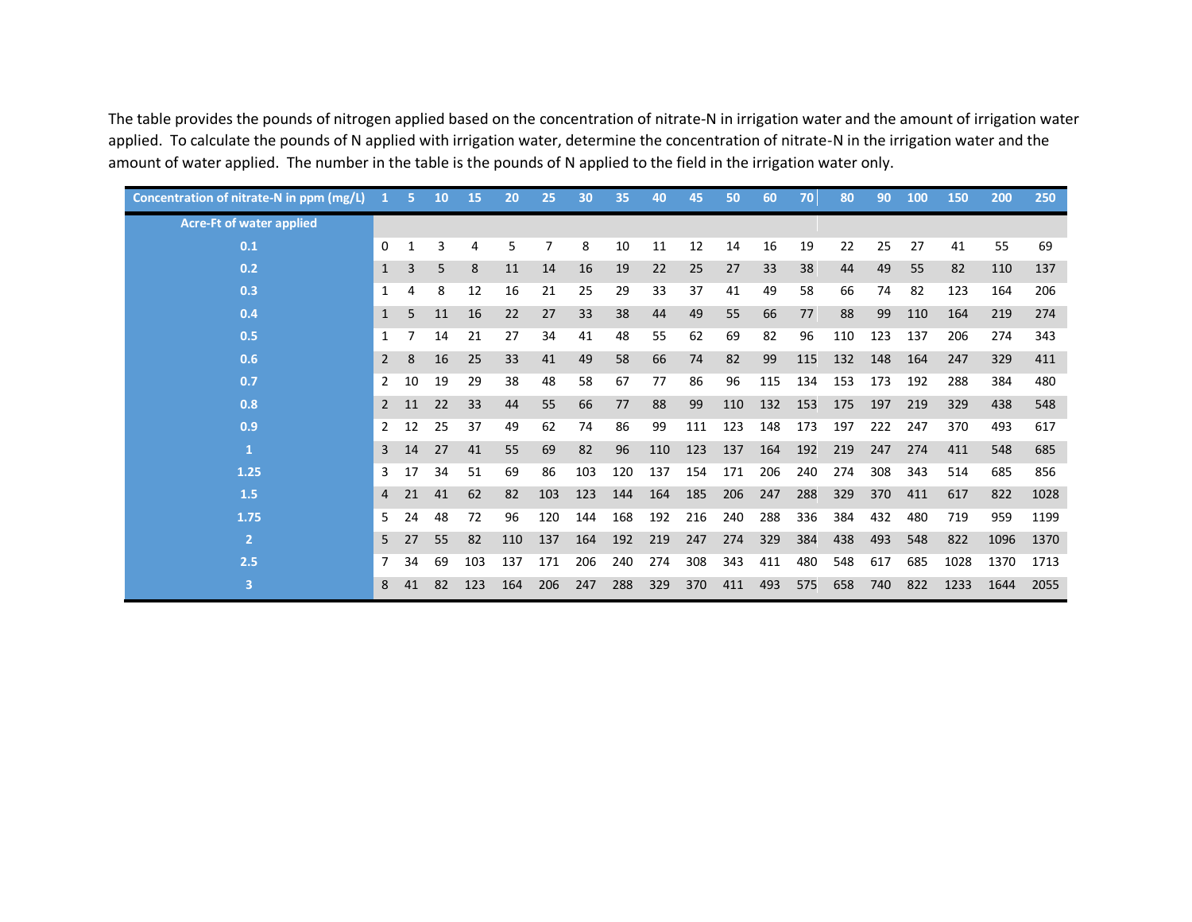The table provides the pounds of nitrogen applied based on the concentration of nitrate-N in irrigation water and the amount of irrigation water applied. To calculate the pounds of N applied with irrigation water, determine the concentration of nitrate-N in the irrigation water and the amount of water applied. The number in the table is the pounds of N applied to the field in the irrigation water only.

| Concentration of nitrate-N in ppm (mg/L) | 1 | 5 | 10 | 15 | 20 | 25 | 30 | 35 | 40 | 45 | 50 | 60 | 70 | 80 | 90 | 100 | 150 | 200 | 250 |
|---|---|---|---|---|---|---|---|---|---|---|---|---|---|---|---|---|---|---|---|
| **Acre-Ft of water applied** | | | | | | | | | | | | | | | | | | | |
| **0.1** | 0 | 1 | 3 | 4 | 5 | 7 | 8 | 10 | 11 | 12 | 14 | 16 | 19 | 22 | 25 | 27 | 41 | 55 | 69 |
| **0.2** | 1 | 3 | 5 | 8 | 11 | 14 | 16 | 19 | 22 | 25 | 27 | 33 | 38 | 44 | 49 | 55 | 82 | 110 | 137 |
| **0.3** | 1 | 4 | 8 | 12 | 16 | 21 | 25 | 29 | 33 | 37 | 41 | 49 | 58 | 66 | 74 | 82 | 123 | 164 | 206 |
| **0.4** | 1 | 5 | 11 | 16 | 22 | 27 | 33 | 38 | 44 | 49 | 55 | 66 | 77 | 88 | 99 | 110 | 164 | 219 | 274 |
| **0.5** | 1 | 7 | 14 | 21 | 27 | 34 | 41 | 48 | 55 | 62 | 69 | 82 | 96 | 110 | 123 | 137 | 206 | 274 | 343 |
| **0.6** | 2 | 8 | 16 | 25 | 33 | 41 | 49 | 58 | 66 | 74 | 82 | 99 | 115 | 132 | 148 | 164 | 247 | 329 | 411 |
| **0.7** | 2 | 10 | 19 | 29 | 38 | 48 | 58 | 67 | 77 | 86 | 96 | 115 | 134 | 153 | 173 | 192 | 288 | 384 | 480 |
| **0.8** | 2 | 11 | 22 | 33 | 44 | 55 | 66 | 77 | 88 | 99 | 110 | 132 | 153 | 175 | 197 | 219 | 329 | 438 | 548 |
| **0.9** | 2 | 12 | 25 | 37 | 49 | 62 | 74 | 86 | 99 | 111 | 123 | 148 | 173 | 197 | 222 | 247 | 370 | 493 | 617 |
| **1** | 3 | 14 | 27 | 41 | 55 | 69 | 82 | 96 | 110 | 123 | 137 | 164 | 192 | 219 | 247 | 274 | 411 | 548 | 685 |
| **1.25** | 3 | 17 | 34 | 51 | 69 | 86 | 103 | 120 | 137 | 154 | 171 | 206 | 240 | 274 | 308 | 343 | 514 | 685 | 856 |
| **1.5** | 4 | 21 | 41 | 62 | 82 | 103 | 123 | 144 | 164 | 185 | 206 | 247 | 288 | 329 | 370 | 411 | 617 | 822 | 1028 |
| **1.75** | 5 | 24 | 48 | 72 | 96 | 120 | 144 | 168 | 192 | 216 | 240 | 288 | 336 | 384 | 432 | 480 | 719 | 959 | 1199 |
| **2** | 5 | 27 | 55 | 82 | 110 | 137 | 164 | 192 | 219 | 247 | 274 | 329 | 384 | 438 | 493 | 548 | 822 | 1096 | 1370 |
| **2.5** | 7 | 34 | 69 | 103 | 137 | 171 | 206 | 240 | 274 | 308 | 343 | 411 | 480 | 548 | 617 | 685 | 1028 | 1370 | 1713 |
| **3** | 8 | 41 | 82 | 123 | 164 | 206 | 247 | 288 | 329 | 370 | 411 | 493 | 575 | 658 | 740 | 822 | 1233 | 1644 | 2055 |